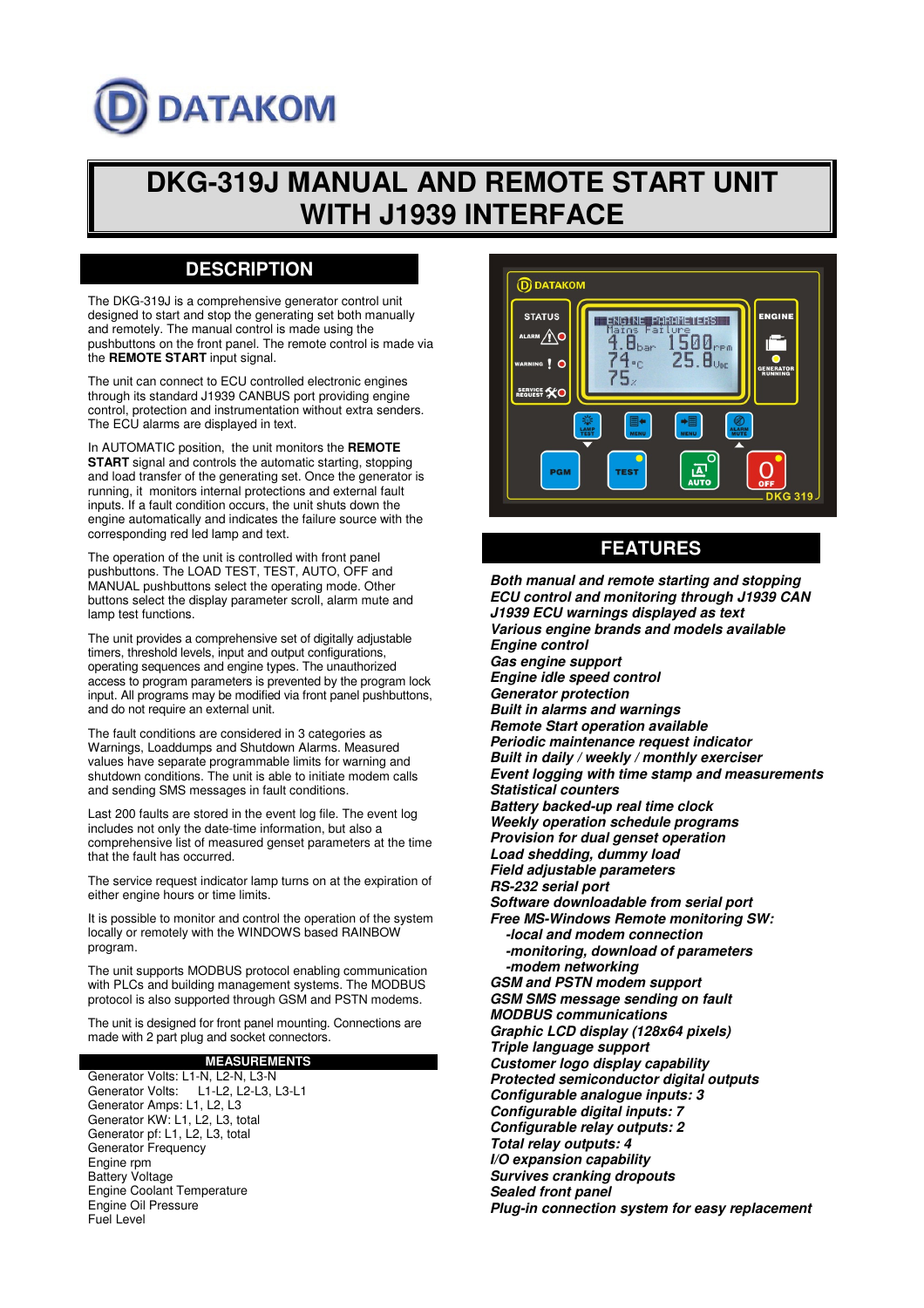DATAKOM

# DKG-319J MANUAL AND REMOTE START UNIT WITH J1939 INTERFACE

## DESCRIPTION

The DKG-319J is a comprehensive generator control unit designed to start and stop the generating set both manually and remotely. The manual control is made using the pushbuttons on the front panel. The remote control is made via the **REMOTE START** input signal.

The unit can connect to ECU controlled electronic engines through its standard J1939 CANBUS port providing engine control, protection and instrumentation without extra senders. The ECU alarms are displayed in text.

In AUTOMATIC position, the unit monitors the **REMOTE START** signal and controls the automatic starting, stopping and load transfer of the generating set. Once the generator is running, it monitors internal protections and external fault inputs. If a fault condition occurs, the unit shuts down the engine automatically and indicates the failure source with the corresponding red led lamp and text.

The operation of the unit is controlled with front panel pushbuttons. The LOAD TEST, TEST, AUTO, OFF and MANUAL pushbuttons select the operating mode. Other buttons select the display parameter scroll, alarm mute and lamp test functions.

The unit provides a comprehensive set of digitally adjustable timers, threshold levels, input and output configurations, operating sequences and engine types. The unauthorized access to program parameters is prevented by the program lock input. All programs may be modified via front panel pushbuttons, and do not require an external unit.

The fault conditions are considered in 3 categories as Warnings, Loaddumps and Shutdown Alarms. Measured values have separate programmable limits for warning and shutdown conditions. The unit is able to initiate modem calls and sending SMS messages in fault conditions.

Last 200 faults are stored in the event log file. The event log includes not only the date-time information, but also a comprehensive list of measured genset parameters at the time that the fault has occurred.

The service request indicator lamp turns on at the expiration of either engine hours or time limits.

It is possible to monitor and control the operation of the system locally or remotely with the WINDOWS based RAINBOW program.

The unit supports MODBUS protocol enabling communication with PLCs and building management systems. The MODBUS protocol is also supported through GSM and PSTN modems.

The unit is designed for front panel mounting. Connections are made with 2 part plug and socket connectors.

### MEASUREMENTS

Generator Volts: L1-N, L2-N, L3-N
Generator Volts: L1-L2, L2-L3, L3-L1
Generator Amps: L1, L2, L3
Generator KW: L1, L2, L3, total
Generator pf: L1, L2, L3, total
Generator Frequency
Engine rpm
Battery Voltage
Engine Coolant Temperature
Engine Oil Pressure
Fuel Level

## FEATURES

***Both manual and remote starting and stopping***
***ECU control and monitoring through J1939 CAN***
***J1939 ECU warnings displayed as text***
***Various engine brands and models available***
***Engine control***
***Gas engine support***
***Engine idle speed control***
***Generator protection***
***Built in alarms and warnings***
***Remote Start operation available***
***Periodic maintenance request indicator***
***Built in daily / weekly / monthly exerciser***
***Event logging with time stamp and measurements***
***Statistical counters***
***Battery backed-up real time clock***
***Weekly operation schedule programs***
***Provision for dual genset operation***
***Load shedding, dummy load***
***Field adjustable parameters***
***RS-232 serial port***
***Software downloadable from serial port***
***Free MS-Windows Remote monitoring SW:***
- ***-local and modem connection***
- ***-monitoring, download of parameters***
- ***-modem networking***

***GSM and PSTN modem support***
***GSM SMS message sending on fault***
***MODBUS communications***
***Graphic LCD display (128x64 pixels)***
***Triple language support***
***Customer logo display capability***
***Protected semiconductor digital outputs***
***Configurable analogue inputs: 3***
***Configurable digital inputs: 7***
***Configurable relay outputs: 2***
***Total relay outputs: 4***
***I/O expansion capability***
***Survives cranking dropouts***
***Sealed front panel***
***Plug-in connection system for easy replacement***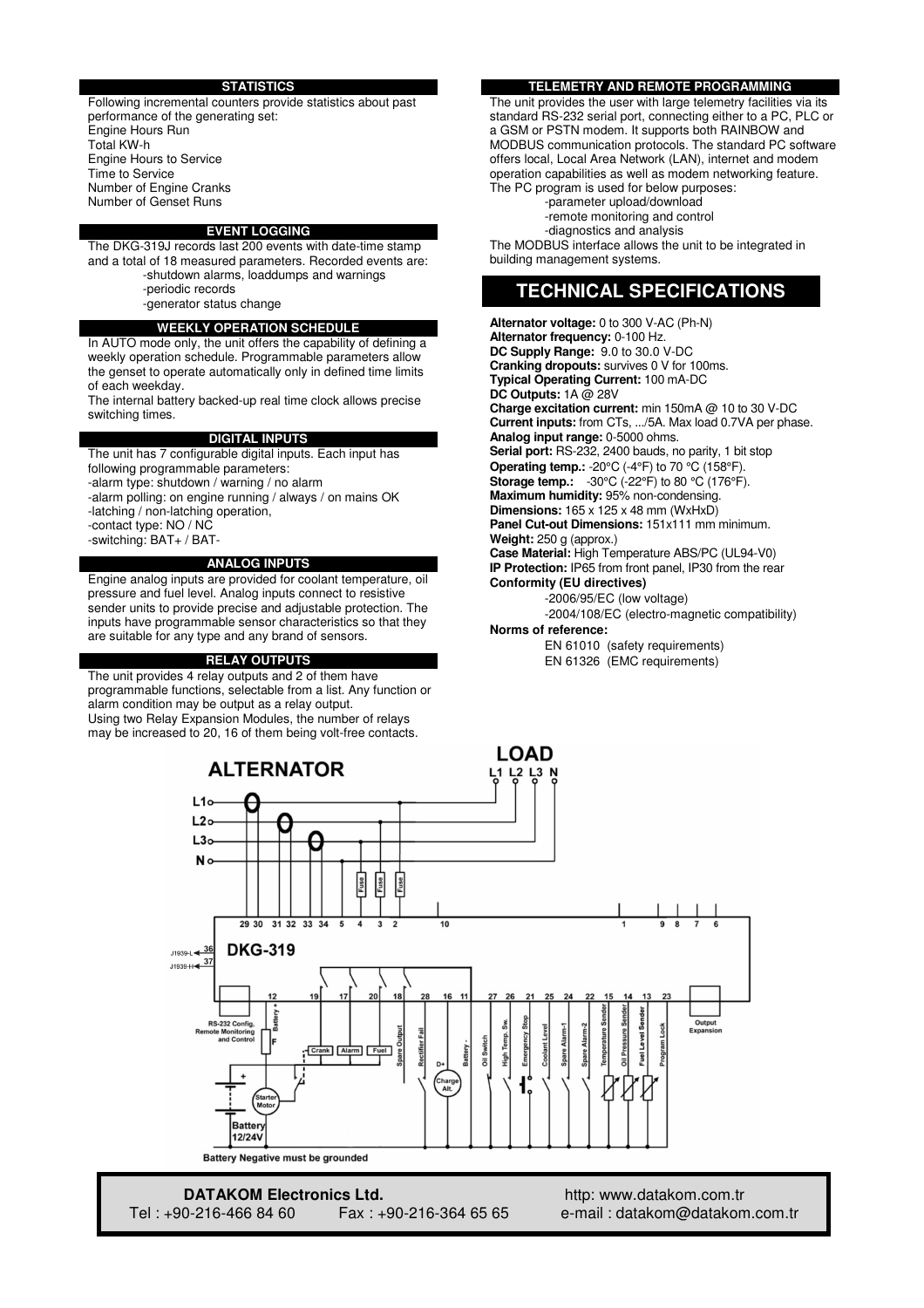## STATISTICS

Following incremental counters provide statistics about past performance of the generating set:
Engine Hours Run
Total KW-h
Engine Hours to Service
Time to Service
Number of Engine Cranks
Number of Genset Runs

## EVENT LOGGING

The DKG-319J records last 200 events with date-time stamp and a total of 18 measured parameters. Recorded events are:

- shutdown alarms, loaddumps and warnings
- periodic records
- generator status change

## WEEKLY OPERATION SCHEDULE

In AUTO mode only, the unit offers the capability of defining a weekly operation schedule. Programmable parameters allow the genset to operate automatically only in defined time limits of each weekday.

The internal battery backed-up real time clock allows precise switching times.

## DIGITAL INPUTS

The unit has 7 configurable digital inputs. Each input has following programmable parameters:
- alarm type: shutdown / warning / no alarm
- alarm polling: on engine running / always / on mains OK
- latching / non-latching operation,
- contact type: NO / NC
- switching: BAT+ / BAT-

## ANALOG INPUTS

Engine analog inputs are provided for coolant temperature, oil pressure and fuel level. Analog inputs connect to resistive sender units to provide precise and adjustable protection. The inputs have programmable sensor characteristics so that they are suitable for any type and any brand of sensors.

## RELAY OUTPUTS

The unit provides 4 relay outputs and 2 of them have programmable functions, selectable from a list. Any function or alarm condition may be output as a relay output.

Using two Relay Expansion Modules, the number of relays may be increased to 20, 16 of them being volt-free contacts.

## TELEMETRY AND REMOTE PROGRAMMING

The unit provides the user with large telemetry facilities via its standard RS-232 serial port, connecting either to a PC, PLC or a GSM or PSTN modem. It supports both RAINBOW and MODBUS communication protocols. The standard PC software offers local, Local Area Network (LAN), internet and modem operation capabilities as well as modem networking feature.
The PC program is used for below purposes:

- parameter upload/download
- remote monitoring and control
- diagnostics and analysis

The MODBUS interface allows the unit to be integrated in building management systems.

# TECHNICAL SPECIFICATIONS

**Alternator voltage:** 0 to 300 V-AC (Ph-N)
**Alternator frequency:** 0-100 Hz.
**DC Supply Range:** 9.0 to 30.0 V-DC
**Cranking dropouts:** survives 0 V for 100ms.
**Typical Operating Current:** 100 mA-DC
**DC Outputs:** 1A @ 28V
**Charge excitation current:** min 150mA @ 10 to 30 V-DC
**Current inputs:** from CTs, .../5A. Max load 0.7VA per phase.
**Analog input range:** 0-5000 ohms.
**Serial port:** RS-232, 2400 bauds, no parity, 1 bit stop
**Operating temp.:** -20°C (-4°F) to 70 °C (158°F).
**Storage temp.:** -30°C (-22°F) to 80 °C (176°F).
**Maximum humidity:** 95% non-condensing.
**Dimensions:** 165 x 125 x 48 mm (WxHxD)
**Panel Cut-out Dimensions:** 151x111 mm minimum.
**Weight:** 250 g (approx.)
**Case Material:** High Temperature ABS/PC (UL94-V0)
**IP Protection:** IP65 from front panel, IP30 from the rear
**Conformity (EU directives)**

- 2006/95/EC (low voltage)
- 2004/108/EC (electro-magnetic compatibility)

**Norms of reference:**

EN 61010 (safety requirements)
EN 61326 (EMC requirements)

ALTERNATOR
LOAD
L1 L2 L3 N
L1
L2
L3
N
Fuse
Fuse
Fuse
29 30 31 32 33 34 5 4 3 2 10 1 9 8 7 6
J1939-L 36
J1939-H 37
DKG-319
12 19 17 20 18 28 16 11 27 26 21 25 24 22 15 14 13 23
RS-232 Config, Remote Monitoring and Control
Battery +
F
Crank
Alarm
Fuel
Spare Output
Rectifier Fail
D+
Battery -
Charge Alt.
Oil Switch
High Temp. Sw.
Emergency Stop
Coolant Level
Spare Alarm-1
Spare Alarm-2
Temperature Sender
Oil Pressure Sender
Fuel Level Sender
Program Lock
Output Expansion
Starter Motor
Battery 12/24V
Battery Negative must be grounded

**DATAKOM Electronics Ltd.**
Tel : +90-216-466 84 60 Fax : +90-216-364 65 65
http: www.datakom.com.tr
e-mail : datakom@datakom.com.tr